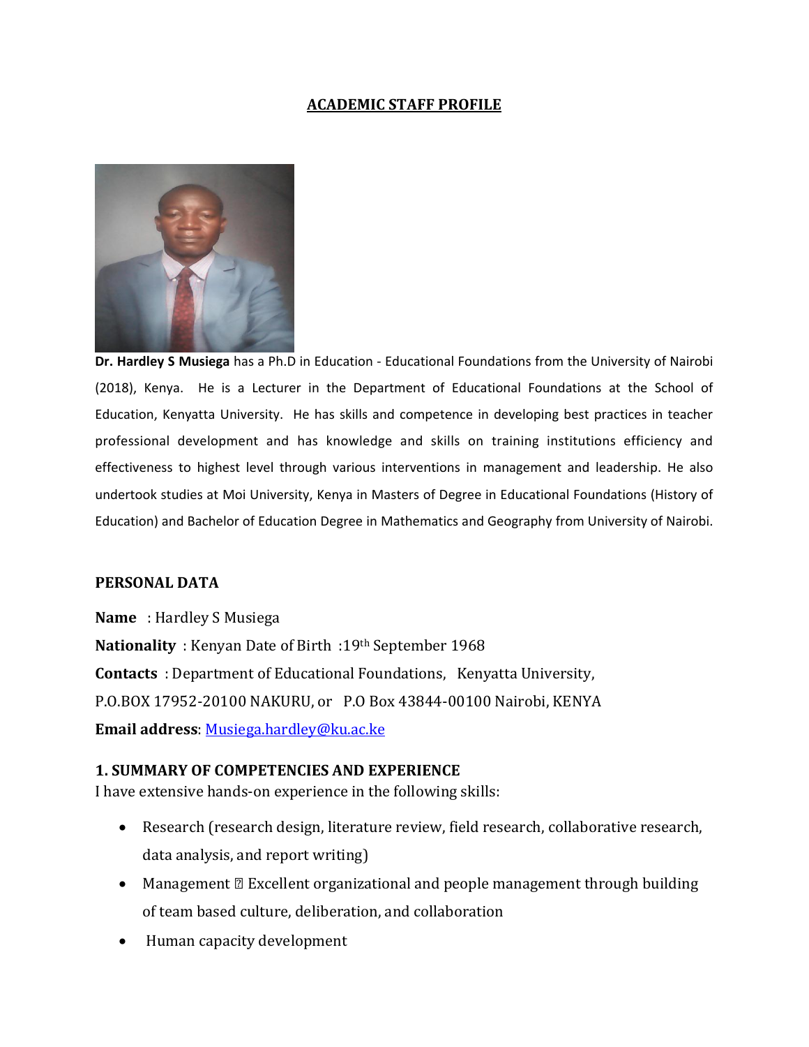# ACADEMIC STAFF PROFILE

**Dr. Hardley S Musiega** has a Ph.D in Education - Educational Foundations from the University of Nairobi (2018), Kenya. He is a Lecturer in the Department of Educational Foundations at the School of Education, Kenyatta University. He has skills and competence in developing best practices in teacher professional development and has knowledge and skills on training institutions efficiency and effectiveness to highest level through various interventions in management and leadership. He also undertook studies at Moi University, Kenya in Masters of Degree in Educational Foundations (History of Education) and Bachelor of Education Degree in Mathematics and Geography from University of Nairobi.

## PERSONAL DATA

**Name** : Hardley S Musiega

**Nationality** : Kenyan Date of Birth :19th September 1968

**Contacts** : Department of Educational Foundations, Kenyatta University,

P.O.BOX 17952-20100 NAKURU, or P.O Box 43844-00100 Nairobi, KENYA

**Email address**: Musiega.hardley@ku.ac.ke

## 1. SUMMARY OF COMPETENCIES AND EXPERIENCE

I have extensive hands-on experience in the following skills:

- Research (research design, literature review, field research, collaborative research, data analysis, and report writing)
- Management  Excellent organizational and people management through building of team based culture, deliberation, and collaboration
- Human capacity development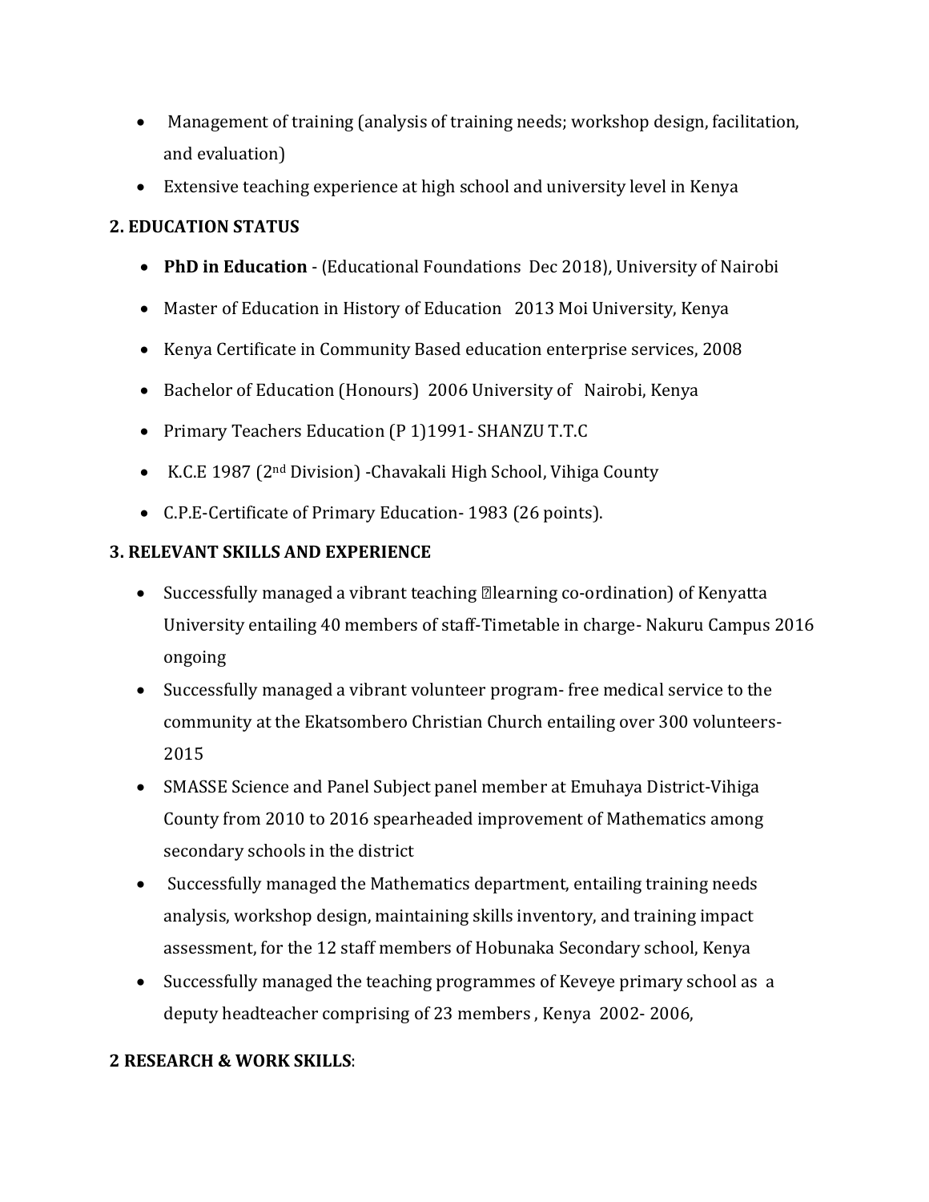- Management of training (analysis of training needs; workshop design, facilitation, and evaluation)
- Extensive teaching experience at high school and university level in Kenya

## 2. EDUCATION STATUS

- **PhD in Education** - (Educational Foundations Dec 2018), University of Nairobi
- Master of Education in History of Education 2013 Moi University, Kenya
- Kenya Certificate in Community Based education enterprise services, 2008
- Bachelor of Education (Honours) 2006 University of Nairobi, Kenya
- Primary Teachers Education (P 1)1991- SHANZU T.T.C
- K.C.E 1987 (2nd Division) -Chavakali High School, Vihiga County
- C.P.E-Certificate of Primary Education- 1983 (26 points).

## 3. RELEVANT SKILLS AND EXPERIENCE

- Successfully managed a vibrant teaching (learning co-ordination) of Kenyatta University entailing 40 members of staff-Timetable in charge- Nakuru Campus 2016 ongoing
- Successfully managed a vibrant volunteer program- free medical service to the community at the Ekatsombero Christian Church entailing over 300 volunteers- 2015
- SMASSE Science and Panel Subject panel member at Emuhaya District-Vihiga County from 2010 to 2016 spearheaded improvement of Mathematics among secondary schools in the district
- Successfully managed the Mathematics department, entailing training needs analysis, workshop design, maintaining skills inventory, and training impact assessment, for the 12 staff members of Hobunaka Secondary school, Kenya
- Successfully managed the teaching programmes of Keveye primary school as a deputy headteacher comprising of 23 members , Kenya 2002- 2006,

## 2 RESEARCH & WORK SKILLS: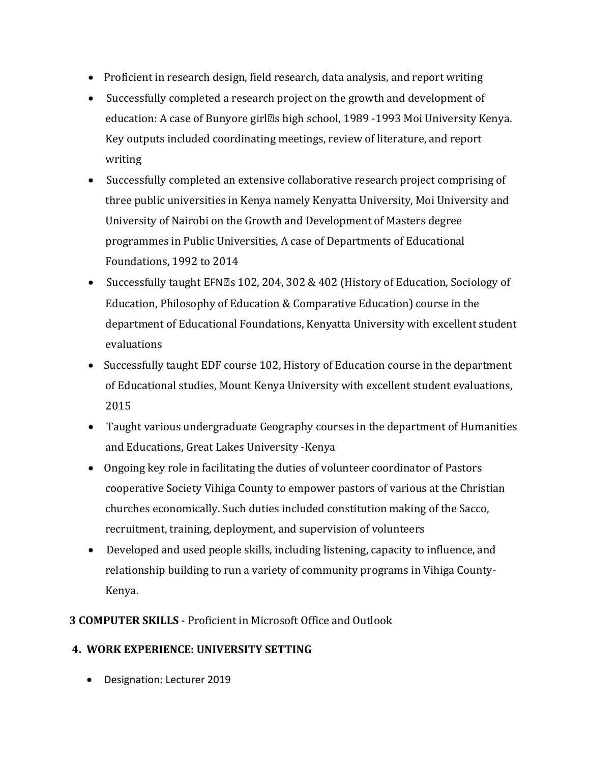- Proficient in research design, field research, data analysis, and report writing
- Successfully completed a research project on the growth and development of education: A case of Bunyore girl�s high school, 1989 -1993 Moi University Kenya. Key outputs included coordinating meetings, review of literature, and report writing
- Successfully completed an extensive collaborative research project comprising of three public universities in Kenya namely Kenyatta University, Moi University and University of Nairobi on the Growth and Development of Masters degree programmes in Public Universities, A case of Departments of Educational Foundations, 1992 to 2014
- Successfully taught EFN�s 102, 204, 302 & 402 (History of Education, Sociology of Education, Philosophy of Education & Comparative Education) course in the department of Educational Foundations, Kenyatta University with excellent student evaluations
- Successfully taught EDF course 102, History of Education course in the department of Educational studies, Mount Kenya University with excellent student evaluations, 2015
- Taught various undergraduate Geography courses in the department of Humanities and Educations, Great Lakes University -Kenya
- Ongoing key role in facilitating the duties of volunteer coordinator of Pastors cooperative Society Vihiga County to empower pastors of various at the Christian churches economically. Such duties included constitution making of the Sacco, recruitment, training, deployment, and supervision of volunteers
- Developed and used people skills, including listening, capacity to influence, and relationship building to run a variety of community programs in Vihiga County-Kenya.

**3 COMPUTER SKILLS** - Proficient in Microsoft Office and Outlook

## 4. WORK EXPERIENCE: UNIVERSITY SETTING

- Designation: Lecturer 2019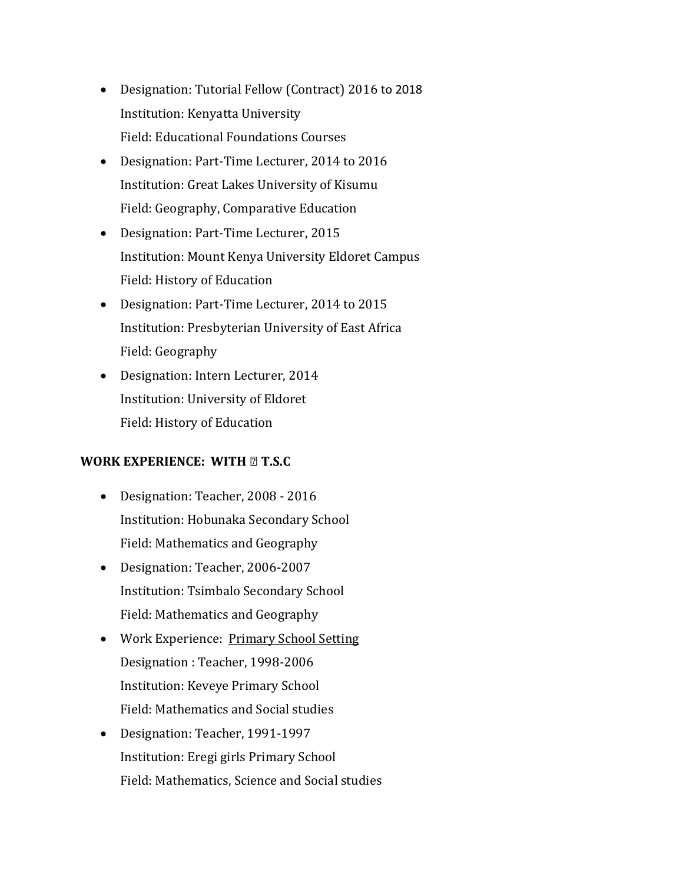- Designation: Tutorial Fellow (Contract) 2016 to 2018
  Institution: Kenyatta University
  Field: Educational Foundations Courses
- Designation: Part-Time Lecturer, 2014 to 2016
  Institution: Great Lakes University of Kisumu
  Field: Geography, Comparative Education
- Designation: Part-Time Lecturer, 2015
  Institution: Mount Kenya University Eldoret Campus
  Field: History of Education
- Designation: Part-Time Lecturer, 2014 to 2015
  Institution: Presbyterian University of East Africa
  Field: Geography
- Designation: Intern Lecturer, 2014
  Institution: University of Eldoret
  Field: History of Education

**WORK EXPERIENCE: WITH T.S.C**

- Designation: Teacher, 2008 - 2016
  Institution: Hobunaka Secondary School
  Field: Mathematics and Geography
- Designation: Teacher, 2006-2007
  Institution: Tsimbalo Secondary School
  Field: Mathematics and Geography
- Work Experience: <u>Primary School Setting</u>
  Designation : Teacher, 1998-2006
  Institution: Keveye Primary School
  Field: Mathematics and Social studies
- Designation: Teacher, 1991-1997
  Institution: Eregi girls Primary School
  Field: Mathematics, Science and Social studies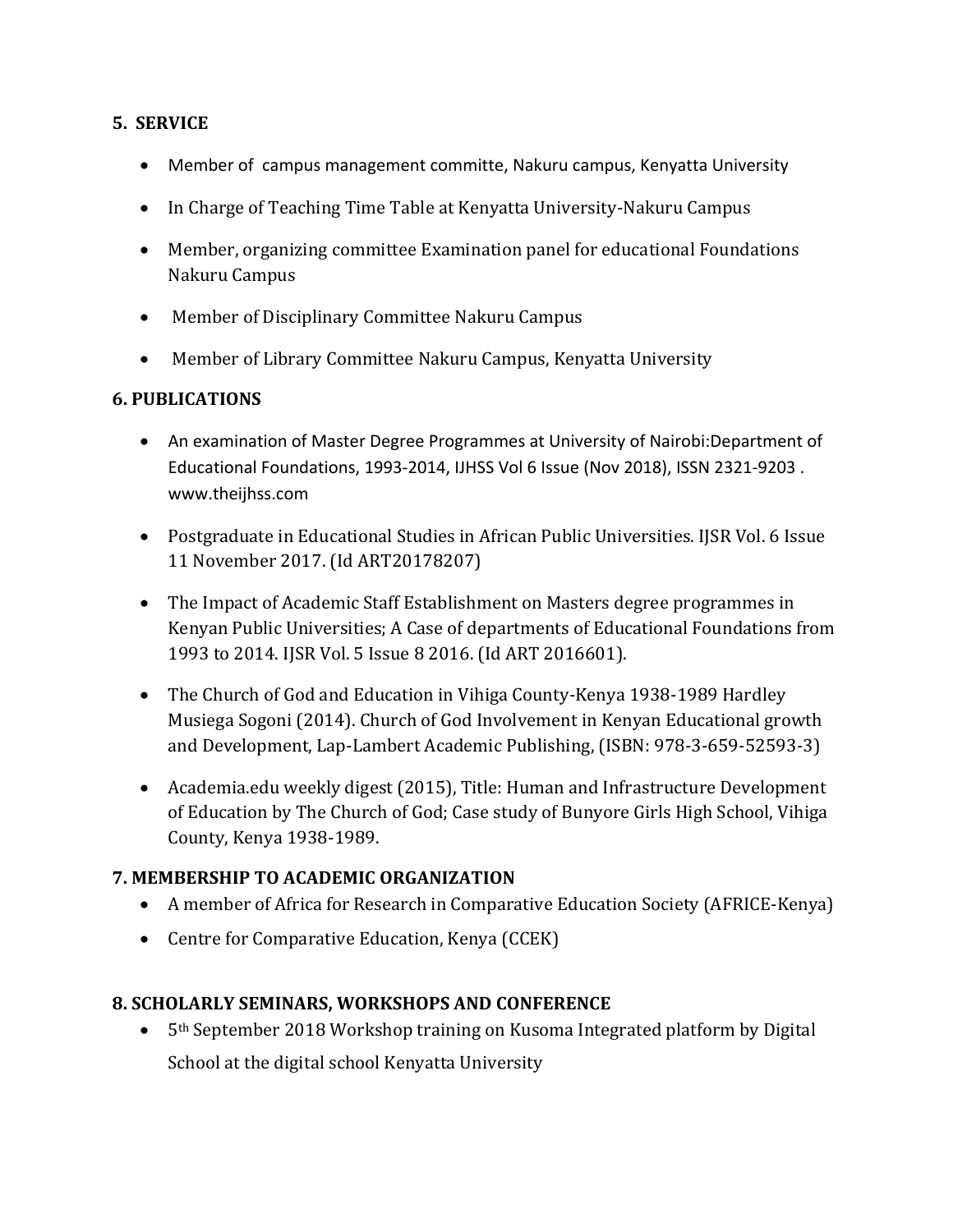## 5. SERVICE

- Member of campus management committe, Nakuru campus, Kenyatta University
- In Charge of Teaching Time Table at Kenyatta University-Nakuru Campus
- Member, organizing committee Examination panel for educational Foundations Nakuru Campus
- Member of Disciplinary Committee Nakuru Campus
- Member of Library Committee Nakuru Campus, Kenyatta University

## 6. PUBLICATIONS

- An examination of Master Degree Programmes at University of Nairobi:Department of Educational Foundations, 1993-2014, IJHSS Vol 6 Issue (Nov 2018), ISSN 2321-9203 . www.theijhss.com
- Postgraduate in Educational Studies in African Public Universities. IJSR Vol. 6 Issue 11 November 2017. (Id ART20178207)
- The Impact of Academic Staff Establishment on Masters degree programmes in Kenyan Public Universities; A Case of departments of Educational Foundations from 1993 to 2014. IJSR Vol. 5 Issue 8 2016. (Id ART 2016601).
- The Church of God and Education in Vihiga County-Kenya 1938-1989 Hardley Musiega Sogoni (2014). Church of God Involvement in Kenyan Educational growth and Development, Lap-Lambert Academic Publishing, (ISBN: 978-3-659-52593-3)
- Academia.edu weekly digest (2015), Title: Human and Infrastructure Development of Education by The Church of God; Case study of Bunyore Girls High School, Vihiga County, Kenya 1938-1989.

## 7. MEMBERSHIP TO ACADEMIC ORGANIZATION

- A member of Africa for Research in Comparative Education Society (AFRICE-Kenya)
- Centre for Comparative Education, Kenya (CCEK)

## 8. SCHOLARLY SEMINARS, WORKSHOPS AND CONFERENCE

- 5th September 2018 Workshop training on Kusoma Integrated platform by Digital School at the digital school Kenyatta University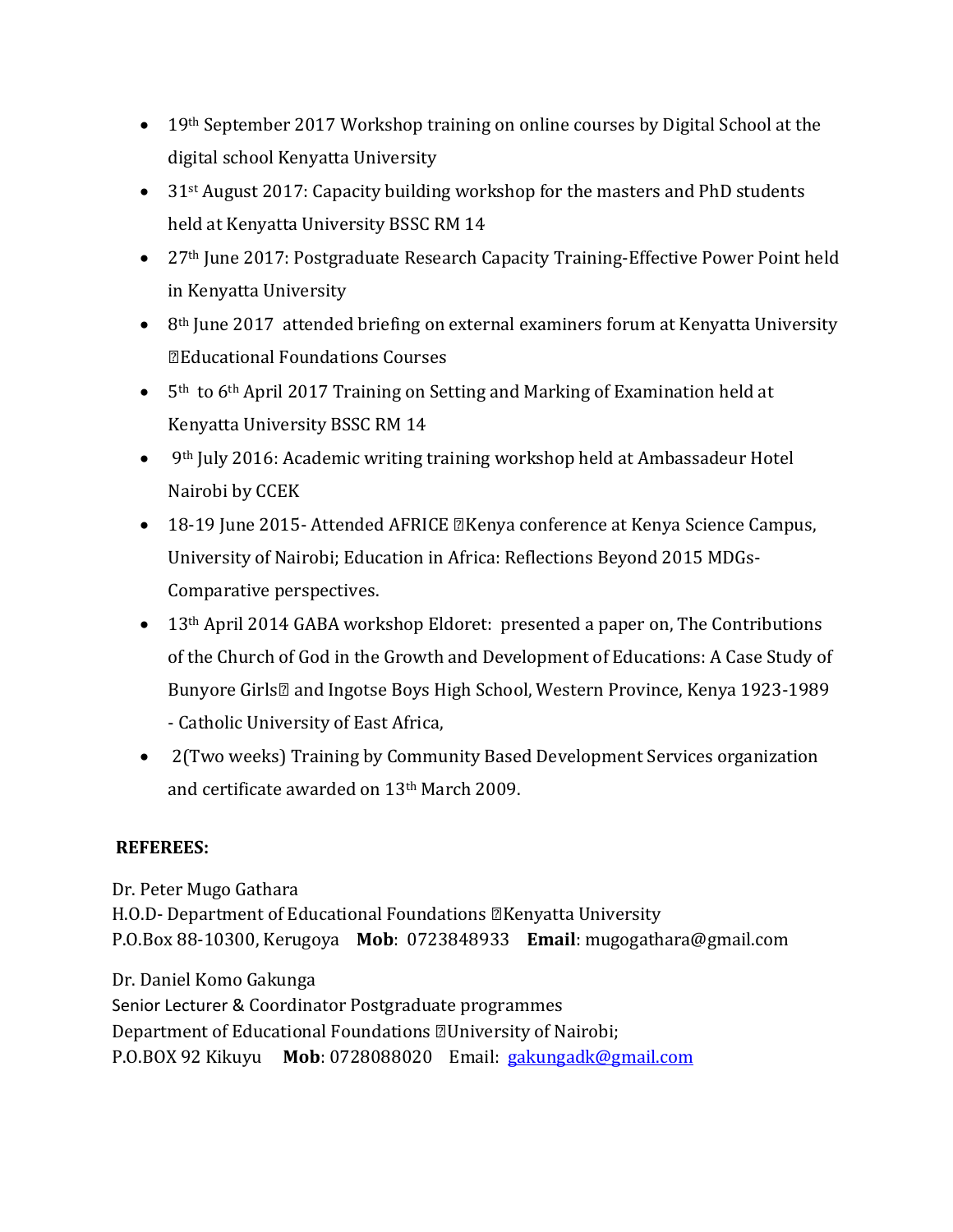- 19th September 2017 Workshop training on online courses by Digital School at the digital school Kenyatta University
- 31st August 2017: Capacity building workshop for the masters and PhD students held at Kenyatta University BSSC RM 14
- 27th June 2017: Postgraduate Research Capacity Training-Effective Power Point held in Kenyatta University
- 8th June 2017 attended briefing on external examiners forum at Kenyatta University Educational Foundations Courses
- 5th to 6th April 2017 Training on Setting and Marking of Examination held at Kenyatta University BSSC RM 14
- 9th July 2016: Academic writing training workshop held at Ambassadeur Hotel Nairobi by CCEK
- 18-19 June 2015- Attended AFRICE Kenya conference at Kenya Science Campus, University of Nairobi; Education in Africa: Reflections Beyond 2015 MDGs- Comparative perspectives.
- 13th April 2014 GABA workshop Eldoret: presented a paper on, The Contributions of the Church of God in the Growth and Development of Educations: A Case Study of Bunyore Girls and Ingotse Boys High School, Western Province, Kenya 1923-1989 - Catholic University of East Africa,
- 2(Two weeks) Training by Community Based Development Services organization and certificate awarded on 13th March 2009.

**REFEREES:**

Dr. Peter Mugo Gathara
H.O.D- Department of Educational Foundations Kenyatta University
P.O.Box 88-10300, Kerugoya **Mob**: 0723848933 **Email**: mugogathara@gmail.com

Dr. Daniel Komo Gakunga
Senior Lecturer & Coordinator Postgraduate programmes
Department of Educational Foundations University of Nairobi;
P.O.BOX 92 Kikuyu **Mob**: 0728088020 Email: gakungadk@gmail.com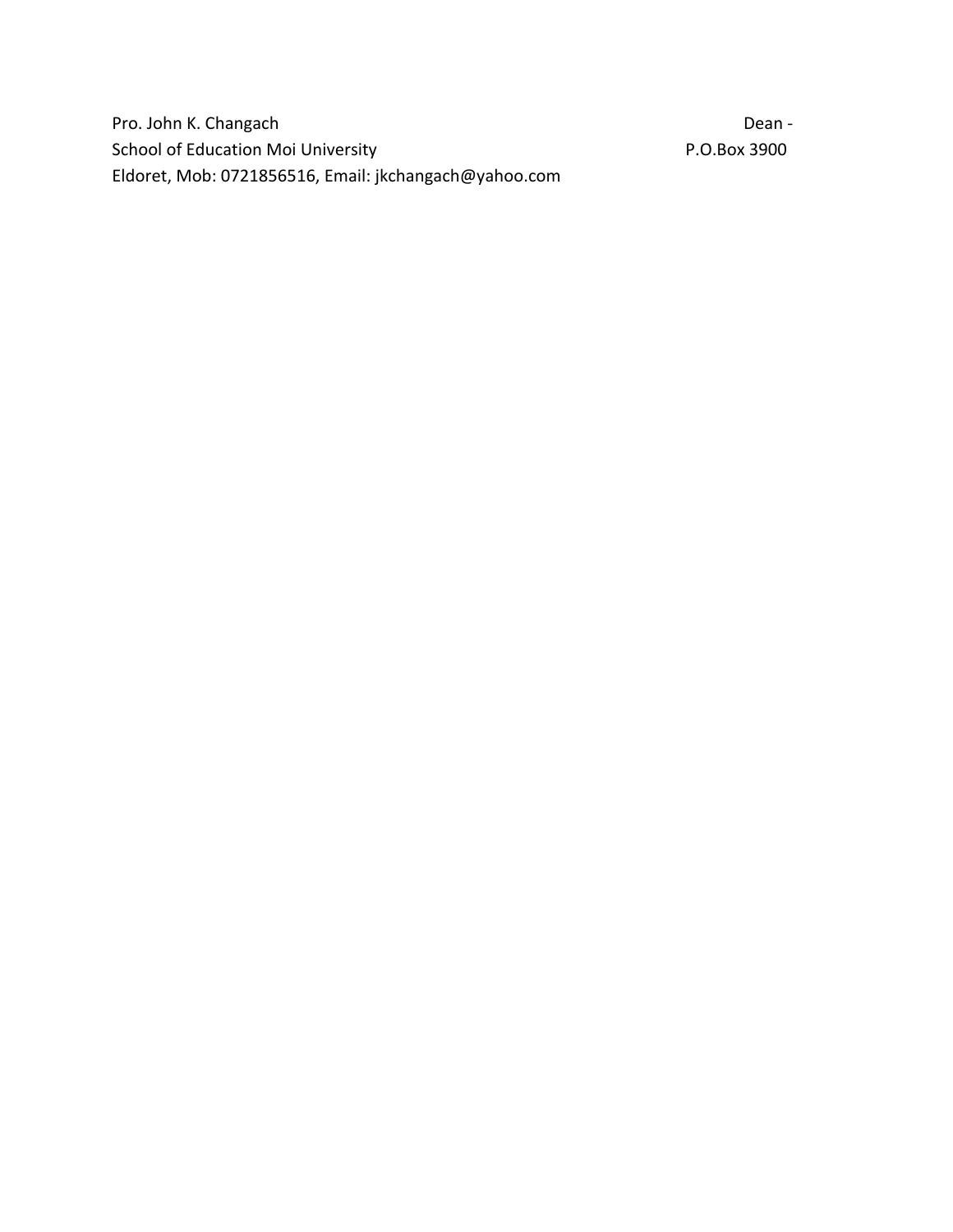Pro. John K. Changach Dean -
School of Education Moi University P.O.Box 3900
Eldoret, Mob: 0721856516, Email: jkchangach@yahoo.com